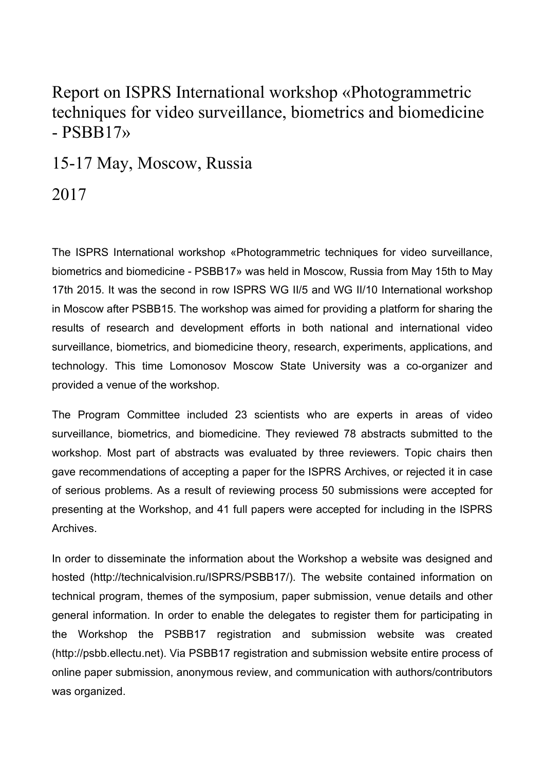# Report on ISPRS International workshop «Photogrammetric techniques for video surveillance, biometrics and biomedicine - PSBB17»

## 15-17 May, Moscow, Russia

## 2017

The ISPRS International workshop «Photogrammetric techniques for video surveillance, biometrics and biomedicine - PSBB17» was held in Moscow, Russia from May 15th to May 17th 2015. It was the second in row ISPRS WG II/5 and WG II/10 International workshop in Moscow after PSBB15. The workshop was aimed for providing a platform for sharing the results of research and development efforts in both national and international video surveillance, biometrics, and biomedicine theory, research, experiments, applications, and technology. This time Lomonosov Moscow State University was a co-organizer and provided a venue of the workshop.

The Program Committee included 23 scientists who are experts in areas of video surveillance, biometrics, and biomedicine. They reviewed 78 abstracts submitted to the workshop. Most part of abstracts was evaluated by three reviewers. Topic chairs then gave recommendations of accepting a paper for the ISPRS Archives, or rejected it in case of serious problems. As a result of reviewing process 50 submissions were accepted for presenting at the Workshop, and 41 full papers were accepted for including in the ISPRS Archives.

In order to disseminate the information about the Workshop a website was designed and hosted (http://technicalvision.ru/ISPRS/PSBB17/). The website contained information on technical program, themes of the symposium, paper submission, venue details and other general information. In order to enable the delegates to register them for participating in the Workshop the PSBB17 registration and submission website was created (http://psbb.ellectu.net). Via PSBB17 registration and submission website entire process of online paper submission, anonymous review, and communication with authors/contributors was organized.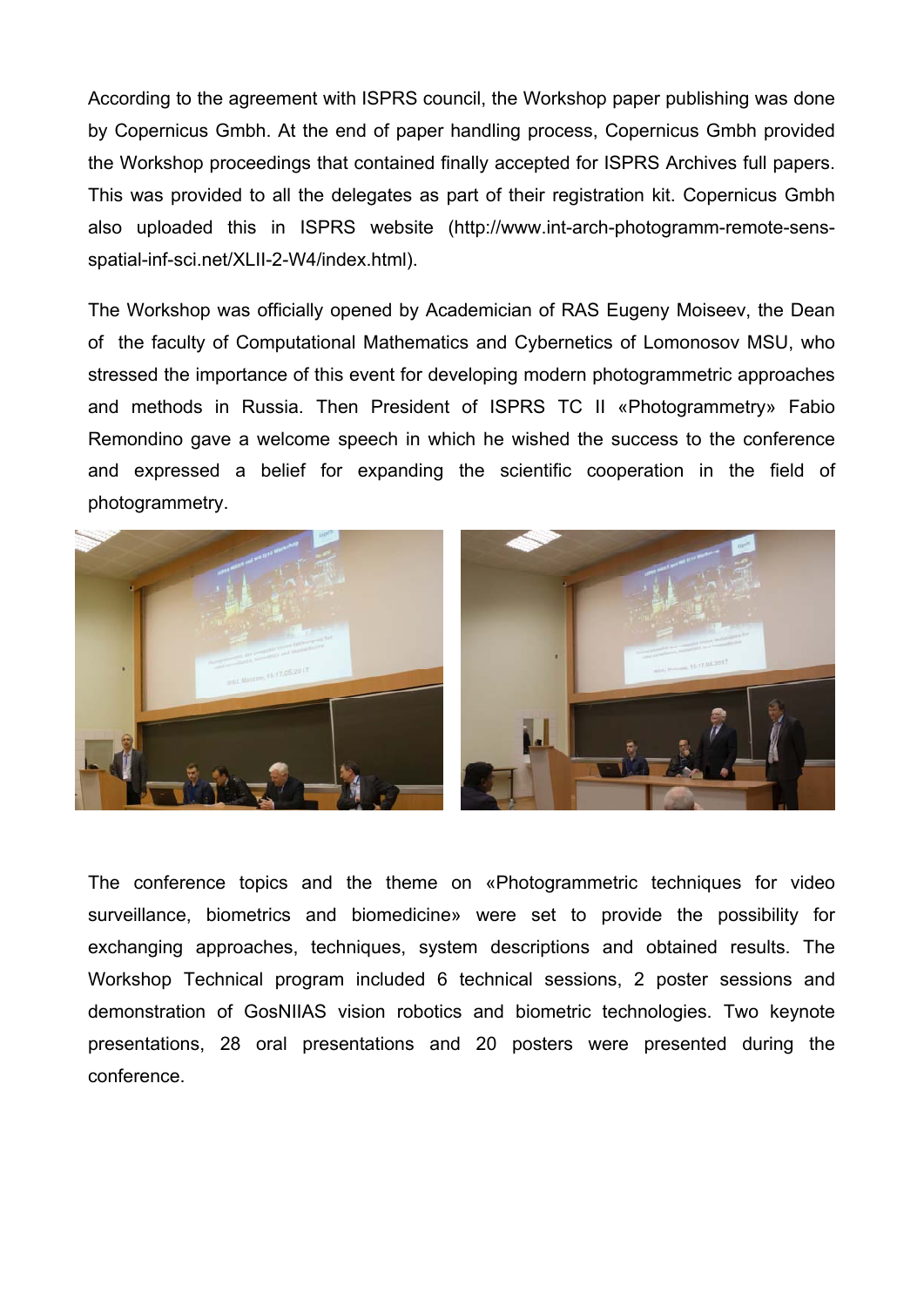According to the agreement with ISPRS council, the Workshop paper publishing was done by Copernicus Gmbh. At the end of paper handling process, Copernicus Gmbh provided the Workshop proceedings that contained finally accepted for ISPRS Archives full papers. This was provided to all the delegates as part of their registration kit. Copernicus Gmbh also uploaded this in ISPRS website (http://www.int-arch-photogramm-remote-sens-spatial-inf-sci.net/XLII-2-W4/index.html).

The Workshop was officially opened by Academician of RAS Eugeny Moiseev, the Dean of the faculty of Computational Mathematics and Cybernetics of Lomonosov MSU, who stressed the importance of this event for developing modern photogrammetric approaches and methods in Russia. Then President of ISPRS TC II «Photogrammetry» Fabio Remondino gave a welcome speech in which he wished the success to the conference and expressed a belief for expanding the scientific cooperation in the field of photogrammetry.

The conference topics and the theme on «Photogrammetric techniques for video surveillance, biometrics and biomedicine» were set to provide the possibility for exchanging approaches, techniques, system descriptions and obtained results. The Workshop Technical program included 6 technical sessions, 2 poster sessions and demonstration of GosNIIAS vision robotics and biometric technologies. Two keynote presentations, 28 oral presentations and 20 posters were presented during the conference.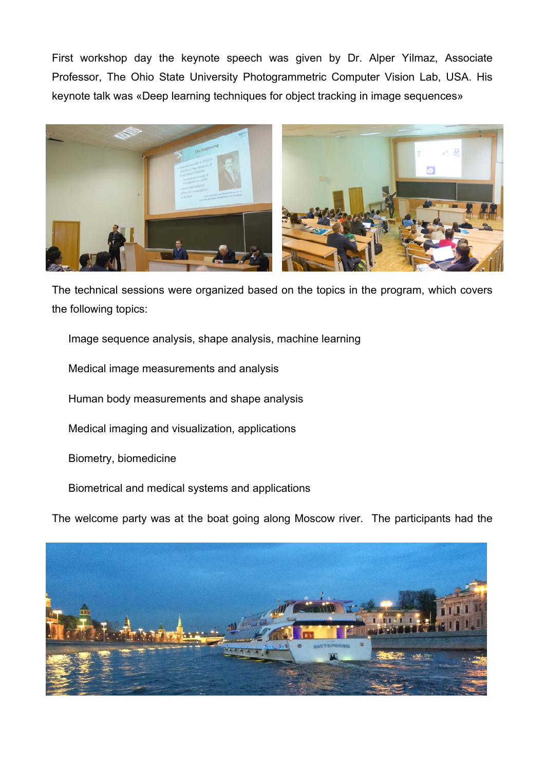First workshop day the keynote speech was given by Dr. Alper Yilmaz, Associate Professor, The Ohio State University Photogrammetric Computer Vision Lab, USA. His keynote talk was «Deep learning techniques for object tracking in image sequences»

The technical sessions were organized based on the topics in the program, which covers the following topics:

- Image sequence analysis, shape analysis, machine learning
- Medical image measurements and analysis
- Human body measurements and shape analysis
- Medical imaging and visualization, applications
- Biometry, biomedicine
- Biometrical and medical systems and applications

The welcome party was at the boat going along Moscow river. The participants had the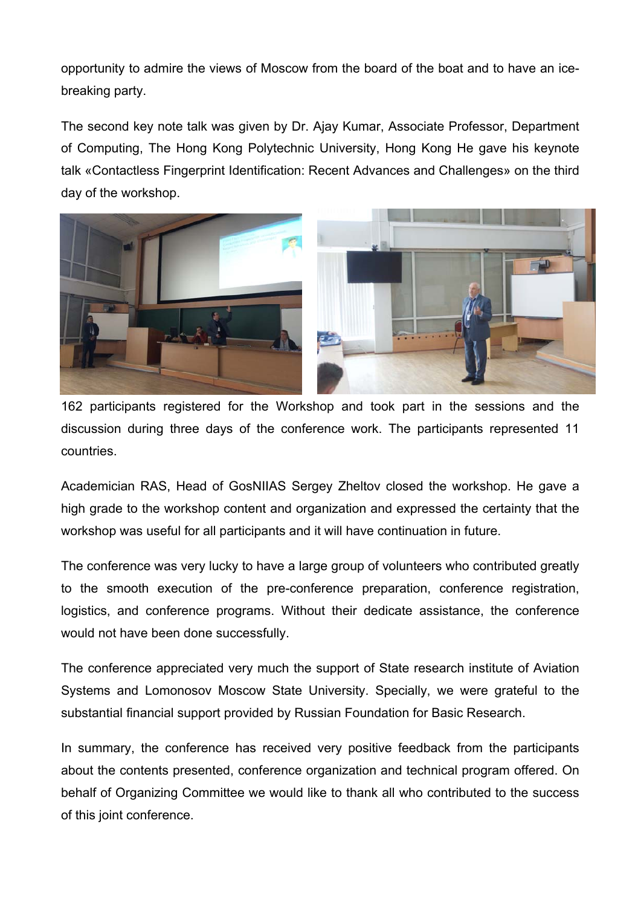opportunity to admire the views of Moscow from the board of the boat and to have an ice-breaking party.

The second key note talk was given by Dr. Ajay Kumar, Associate Professor, Department of Computing, The Hong Kong Polytechnic University, Hong Kong He gave his keynote talk «Contactless Fingerprint Identification: Recent Advances and Challenges» on the third day of the workshop.

162 participants registered for the Workshop and took part in the sessions and the discussion during three days of the conference work. The participants represented 11 countries.

Academician RAS, Head of GosNIIAS Sergey Zheltov closed the workshop. He gave a high grade to the workshop content and organization and expressed the certainty that the workshop was useful for all participants and it will have continuation in future.

The conference was very lucky to have a large group of volunteers who contributed greatly to the smooth execution of the pre-conference preparation, conference registration, logistics, and conference programs. Without their dedicate assistance, the conference would not have been done successfully.

The conference appreciated very much the support of State research institute of Aviation Systems and Lomonosov Moscow State University. Specially, we were grateful to the substantial financial support provided by Russian Foundation for Basic Research.

In summary, the conference has received very positive feedback from the participants about the contents presented, conference organization and technical program offered. On behalf of Organizing Committee we would like to thank all who contributed to the success of this joint conference.